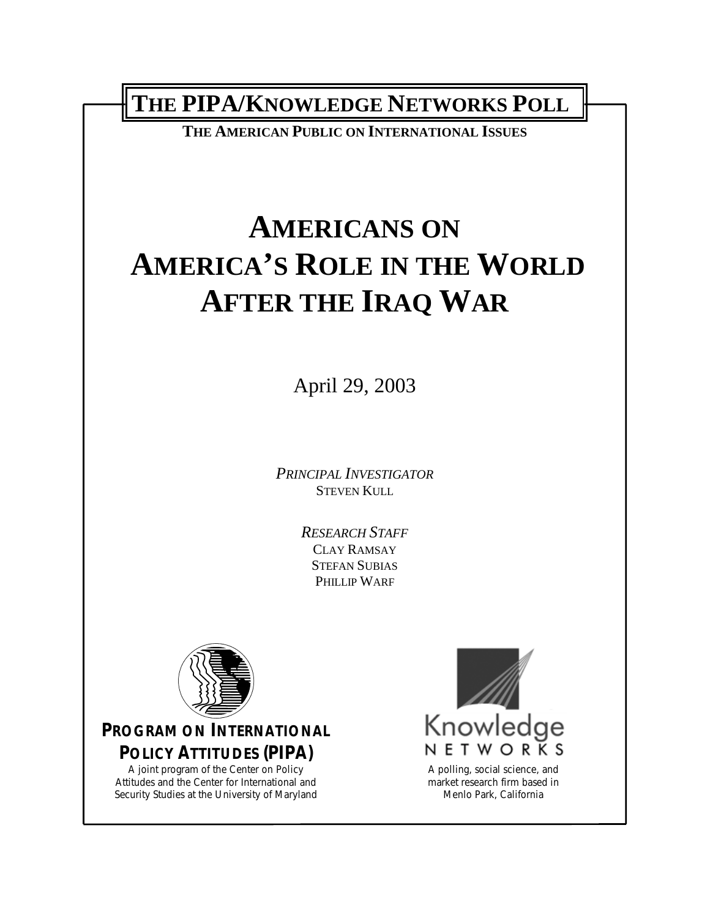# THE PIPA/KNOWLEDGE NETWORKS POLL

**THE AMERICAN PUBLIC ON INTERNATIONAL ISSUES**

# AMERICANS ON AMERICA'S ROLE IN THE WORLD AFTER THE IRAQ WAR

April 29, 2003

*PRINCIPAL INVESTIGATOR*
STEVEN KULL

*RESEARCH STAFF*
CLAY RAMSAY
STEFAN SUBIAS
PHILLIP WARF

**PROGRAM ON INTERNATIONAL POLICY ATTITUDES (PIPA)**
A joint program of the Center on Policy Attitudes and the Center for International and Security Studies at the University of Maryland

Knowledge NETWORKS
A polling, social science, and market research firm based in Menlo Park, California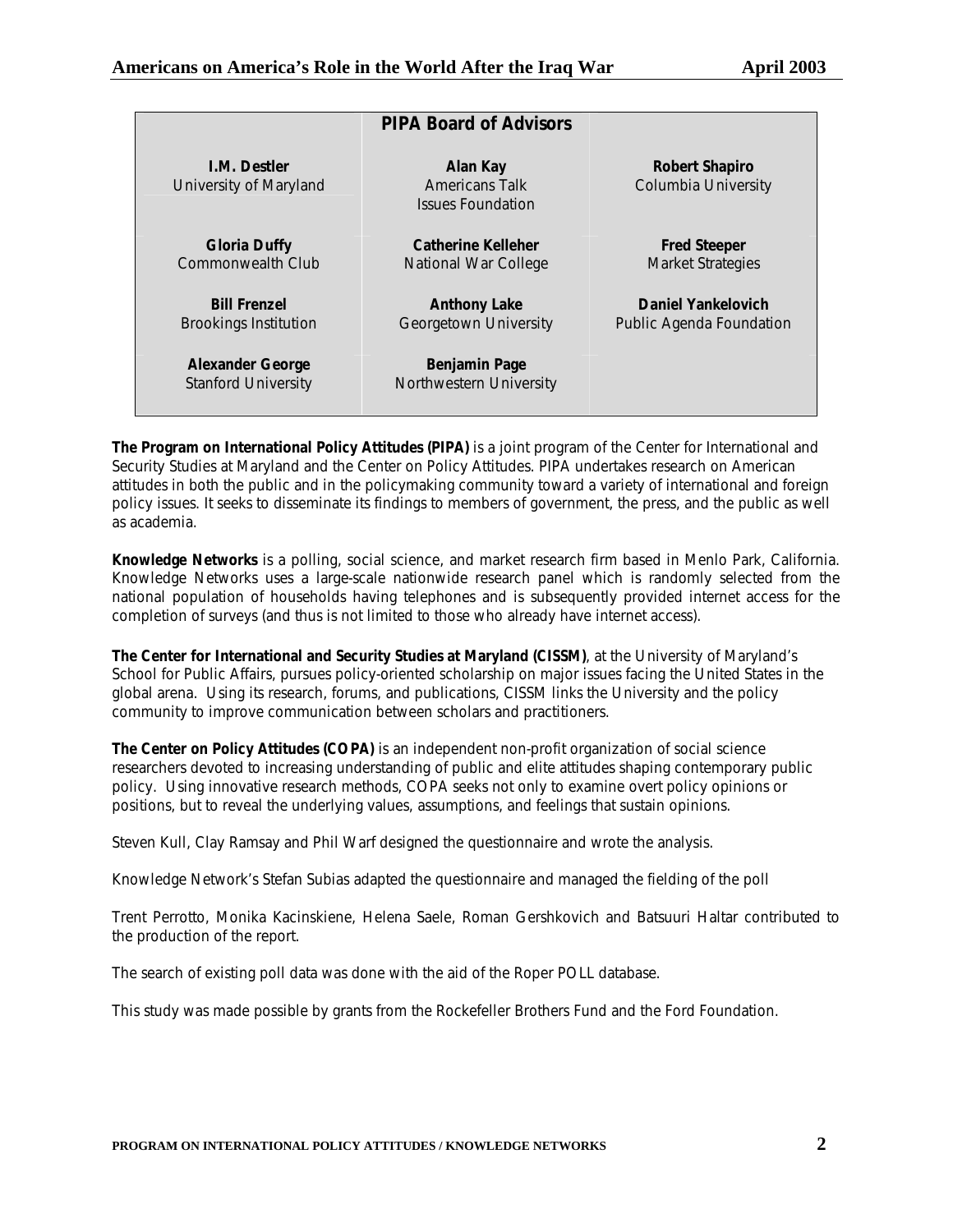## PIPA Board of Advisors

| | | |
|---|---|---|
| **I.M. Destler**<br>University of Maryland | **Alan Kay**<br>Americans Talk Issues Foundation | **Robert Shapiro**<br>Columbia University |
| **Gloria Duffy**<br>Commonwealth Club | **Catherine Kelleher**<br>National War College | **Fred Steeper**<br>Market Strategies |
| **Bill Frenzel**<br>Brookings Institution | **Anthony Lake**<br>Georgetown University | **Daniel Yankelovich**<br>Public Agenda Foundation |
| **Alexander George**<br>Stanford University | **Benjamin Page**<br>Northwestern University | |

**The Program on International Policy Attitudes (PIPA)** is a joint program of the Center for International and Security Studies at Maryland and the Center on Policy Attitudes. PIPA undertakes research on American attitudes in both the public and in the policymaking community toward a variety of international and foreign policy issues. It seeks to disseminate its findings to members of government, the press, and the public as well as academia.

**Knowledge Networks** is a polling, social science, and market research firm based in Menlo Park, California. Knowledge Networks uses a large-scale nationwide research panel which is randomly selected from the national population of households having telephones and is subsequently provided internet access for the completion of surveys (and thus is not limited to those who already have internet access).

**The Center for International and Security Studies at Maryland (CISSM)**, at the University of Maryland's School for Public Affairs, pursues policy-oriented scholarship on major issues facing the United States in the global arena. Using its research, forums, and publications, CISSM links the University and the policy community to improve communication between scholars and practitioners.

**The Center on Policy Attitudes (COPA)** is an independent non-profit organization of social science researchers devoted to increasing understanding of public and elite attitudes shaping contemporary public policy. Using innovative research methods, COPA seeks not only to examine overt policy opinions or positions, but to reveal the underlying values, assumptions, and feelings that sustain opinions.

Steven Kull, Clay Ramsay and Phil Warf designed the questionnaire and wrote the analysis.

Knowledge Network's Stefan Subias adapted the questionnaire and managed the fielding of the poll

Trent Perrotto, Monika Kacinskiene, Helena Saele, Roman Gershkovich and Batsuuri Haltar contributed to the production of the report.

The search of existing poll data was done with the aid of the Roper POLL database.

This study was made possible by grants from the Rockefeller Brothers Fund and the Ford Foundation.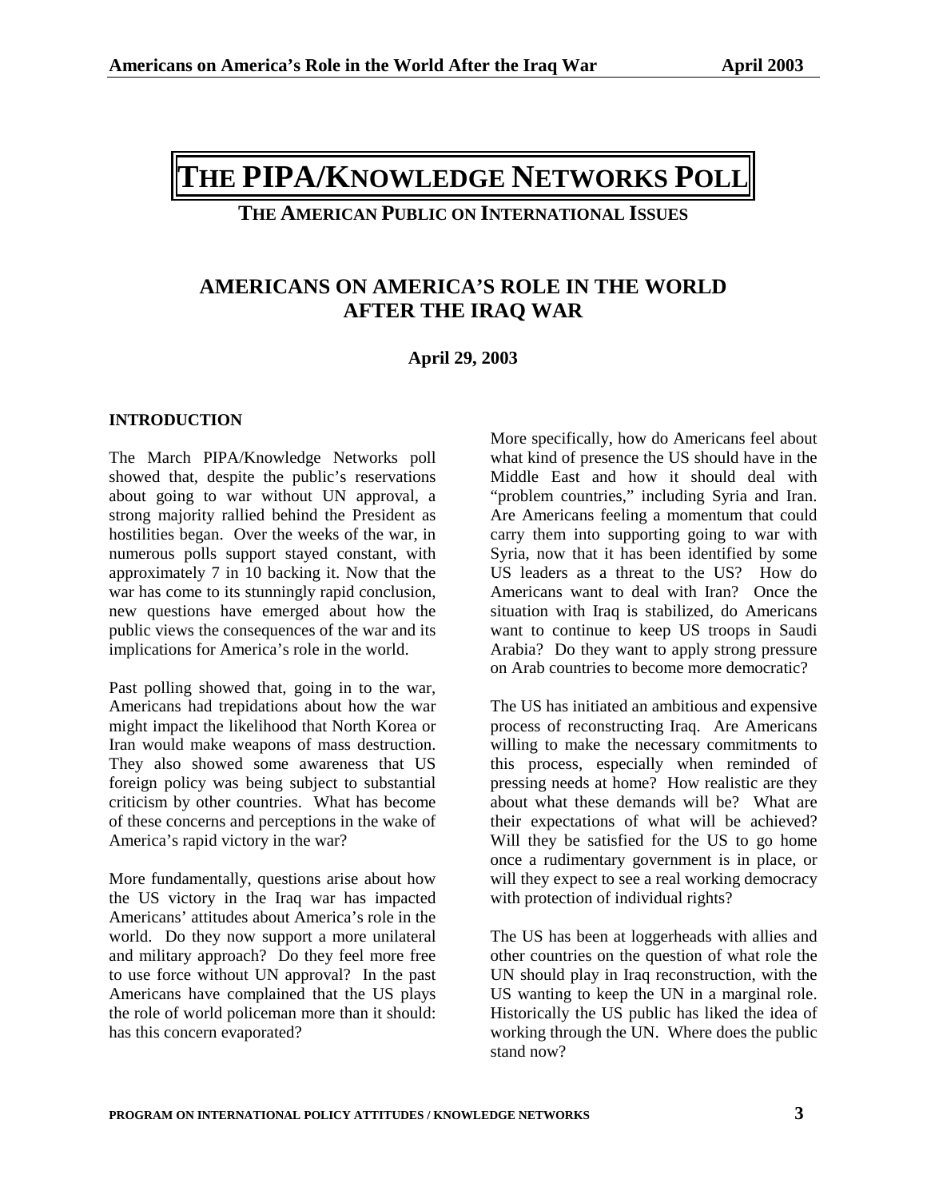# THE PIPA/KNOWLEDGE NETWORKS POLL

## THE AMERICAN PUBLIC ON INTERNATIONAL ISSUES

## AMERICANS ON AMERICA'S ROLE IN THE WORLD AFTER THE IRAQ WAR

**April 29, 2003**

### INTRODUCTION

The March PIPA/Knowledge Networks poll showed that, despite the public's reservations about going to war without UN approval, a strong majority rallied behind the President as hostilities began. Over the weeks of the war, in numerous polls support stayed constant, with approximately 7 in 10 backing it. Now that the war has come to its stunningly rapid conclusion, new questions have emerged about how the public views the consequences of the war and its implications for America's role in the world.

Past polling showed that, going in to the war, Americans had trepidations about how the war might impact the likelihood that North Korea or Iran would make weapons of mass destruction. They also showed some awareness that US foreign policy was being subject to substantial criticism by other countries. What has become of these concerns and perceptions in the wake of America's rapid victory in the war?

More fundamentally, questions arise about how the US victory in the Iraq war has impacted Americans' attitudes about America's role in the world. Do they now support a more unilateral and military approach? Do they feel more free to use force without UN approval? In the past Americans have complained that the US plays the role of world policeman more than it should: has this concern evaporated?

More specifically, how do Americans feel about what kind of presence the US should have in the Middle East and how it should deal with "problem countries," including Syria and Iran. Are Americans feeling a momentum that could carry them into supporting going to war with Syria, now that it has been identified by some US leaders as a threat to the US? How do Americans want to deal with Iran? Once the situation with Iraq is stabilized, do Americans want to continue to keep US troops in Saudi Arabia? Do they want to apply strong pressure on Arab countries to become more democratic?

The US has initiated an ambitious and expensive process of reconstructing Iraq. Are Americans willing to make the necessary commitments to this process, especially when reminded of pressing needs at home? How realistic are they about what these demands will be? What are their expectations of what will be achieved? Will they be satisfied for the US to go home once a rudimentary government is in place, or will they expect to see a real working democracy with protection of individual rights?

The US has been at loggerheads with allies and other countries on the question of what role the UN should play in Iraq reconstruction, with the US wanting to keep the UN in a marginal role. Historically the US public has liked the idea of working through the UN. Where does the public stand now?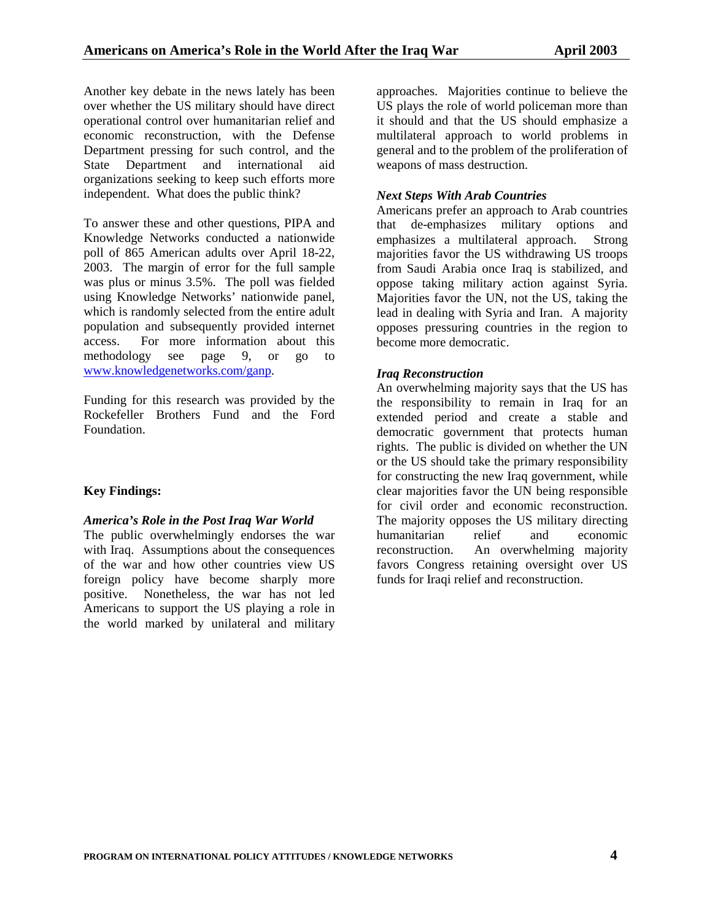Another key debate in the news lately has been over whether the US military should have direct operational control over humanitarian relief and economic reconstruction, with the Defense Department pressing for such control, and the State Department and international aid organizations seeking to keep such efforts more independent. What does the public think?

To answer these and other questions, PIPA and Knowledge Networks conducted a nationwide poll of 865 American adults over April 18-22, 2003. The margin of error for the full sample was plus or minus 3.5%. The poll was fielded using Knowledge Networks' nationwide panel, which is randomly selected from the entire adult population and subsequently provided internet access. For more information about this methodology see page 9, or go to [www.knowledgenetworks.com/ganp](www.knowledgenetworks.com/ganp).

Funding for this research was provided by the Rockefeller Brothers Fund and the Ford Foundation.

**Key Findings:**

***America's Role in the Post Iraq War World***

The public overwhelmingly endorses the war with Iraq. Assumptions about the consequences of the war and how other countries view US foreign policy have become sharply more positive. Nonetheless, the war has not led Americans to support the US playing a role in the world marked by unilateral and military approaches. Majorities continue to believe the US plays the role of world policeman more than it should and that the US should emphasize a multilateral approach to world problems in general and to the problem of the proliferation of weapons of mass destruction.

***Next Steps With Arab Countries***

Americans prefer an approach to Arab countries that de-emphasizes military options and emphasizes a multilateral approach. Strong majorities favor the US withdrawing US troops from Saudi Arabia once Iraq is stabilized, and oppose taking military action against Syria. Majorities favor the UN, not the US, taking the lead in dealing with Syria and Iran. A majority opposes pressuring countries in the region to become more democratic.

***Iraq Reconstruction***

An overwhelming majority says that the US has the responsibility to remain in Iraq for an extended period and create a stable and democratic government that protects human rights. The public is divided on whether the UN or the US should take the primary responsibility for constructing the new Iraq government, while clear majorities favor the UN being responsible for civil order and economic reconstruction. The majority opposes the US military directing humanitarian relief and economic reconstruction. An overwhelming majority favors Congress retaining oversight over US funds for Iraqi relief and reconstruction.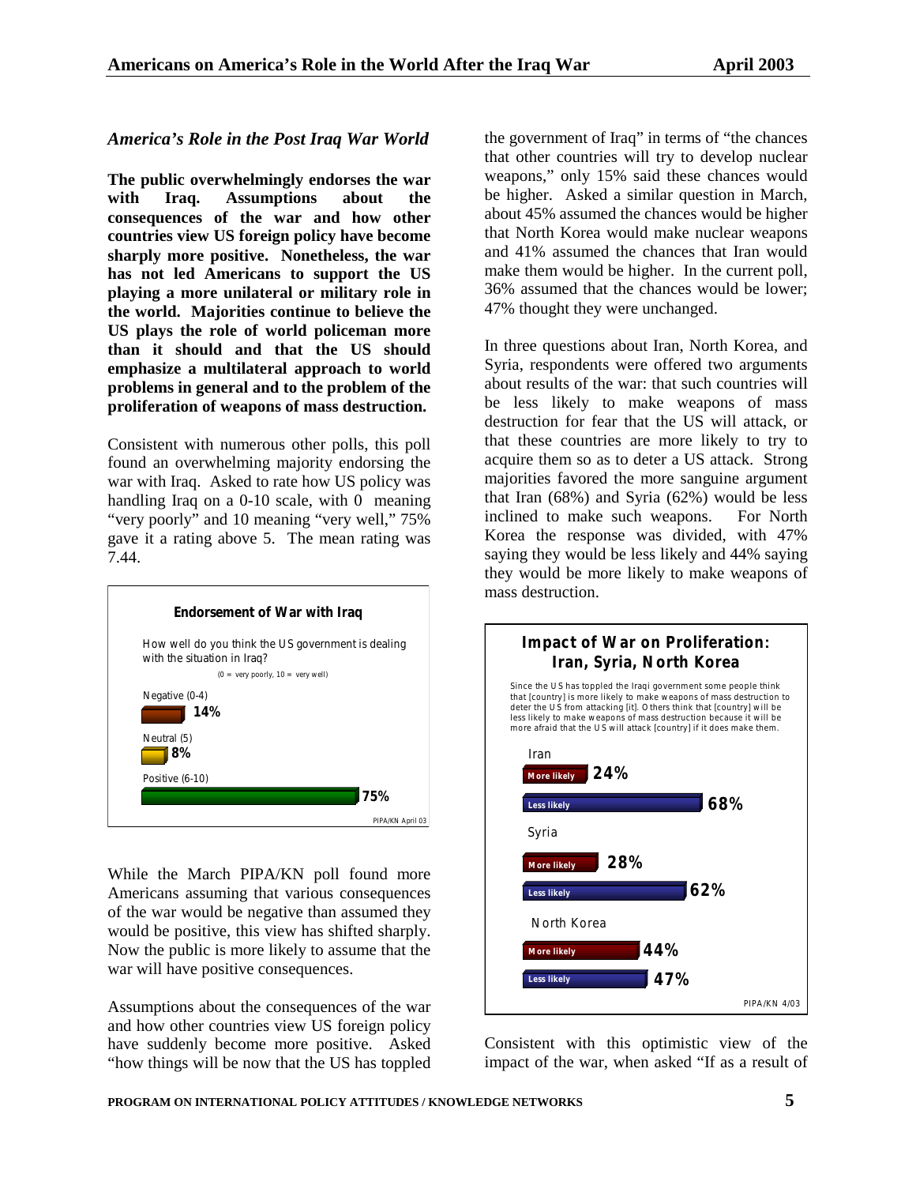## *America's Role in the Post Iraq War World*

**The public overwhelmingly endorses the war with Iraq. Assumptions about the consequences of the war and how other countries view US foreign policy have become sharply more positive. Nonetheless, the war has not led Americans to support the US playing a more unilateral or military role in the world. Majorities continue to believe the US plays the role of world policeman more than it should and that the US should emphasize a multilateral approach to world problems in general and to the problem of the proliferation of weapons of mass destruction.**

Consistent with numerous other polls, this poll found an overwhelming majority endorsing the war with Iraq. Asked to rate how US policy was handling Iraq on a 0-10 scale, with 0 meaning "very poorly" and 10 meaning "very well," 75% gave it a rating above 5. The mean rating was 7.44.

**Endorsement of War with Iraq**

How well do you think the US government is dealing with the situation in Iraq?

(0 = very poorly, 10 = very well)

| Response | % |
| --- | --- |
| Negative (0-4) | 14% |
| Neutral (5) | 8% |
| Positive (6-10) | 75% |

PIPA/KN April 03

While the March PIPA/KN poll found more Americans assuming that various consequences of the war would be negative than assumed they would be positive, this view has shifted sharply. Now the public is more likely to assume that the war will have positive consequences.

Assumptions about the consequences of the war and how other countries view US foreign policy have suddenly become more positive. Asked "how things will be now that the US has toppled the government of Iraq" in terms of "the chances that other countries will try to develop nuclear weapons," only 15% said these chances would be higher. Asked a similar question in March, about 45% assumed the chances would be higher that North Korea would make nuclear weapons and 41% assumed the chances that Iran would make them would be higher. In the current poll, 36% assumed that the chances would be lower; 47% thought they were unchanged.

In three questions about Iran, North Korea, and Syria, respondents were offered two arguments about results of the war: that such countries will be less likely to make weapons of mass destruction for fear that the US will attack, or that these countries are more likely to try to acquire them so as to deter a US attack. Strong majorities favored the more sanguine argument that Iran (68%) and Syria (62%) would be less inclined to make such weapons. For North Korea the response was divided, with 47% saying they would be less likely and 44% saying they would be more likely to make weapons of mass destruction.

**Impact of War on Proliferation: Iran, Syria, North Korea**

Since the US has toppled the Iraqi government some people think that [country] is more likely to make weapons of mass destruction to deter the US from attacking [it]. Others think that [country] will be less likely to make weapons of mass destruction because it will be more afraid that the US will attack [country] if it does make them.

| Country | More likely | Less likely |
| --- | --- | --- |
| Iran | 24% | 68% |
| Syria | 28% | 62% |
| North Korea | 44% | 47% |

PIPA/KN 4/03

Consistent with this optimistic view of the impact of the war, when asked "If as a result of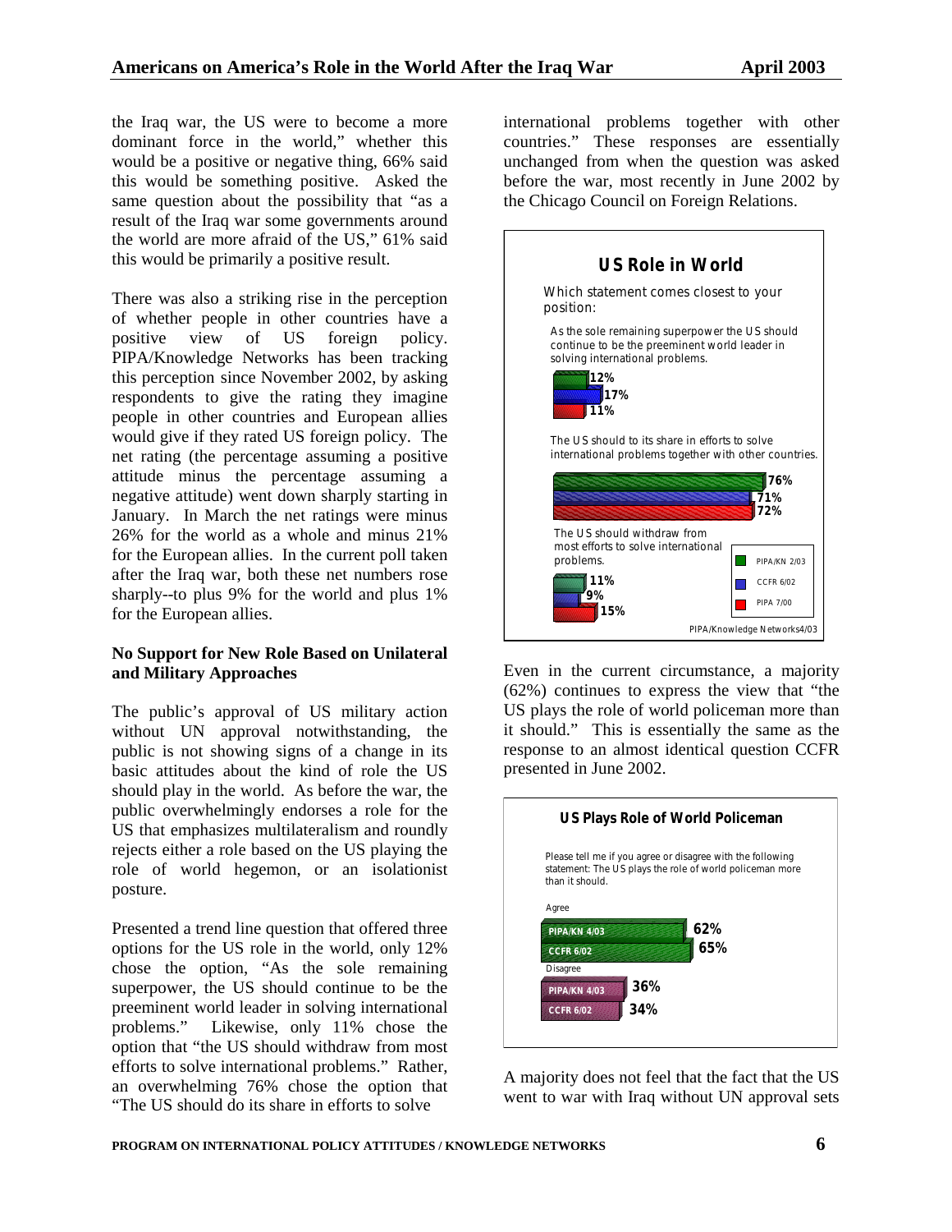the Iraq war, the US were to become a more dominant force in the world," whether this would be a positive or negative thing, 66% said this would be something positive. Asked the same question about the possibility that "as a result of the Iraq war some governments around the world are more afraid of the US," 61% said this would be primarily a positive result.

There was also a striking rise in the perception of whether people in other countries have a positive view of US foreign policy. PIPA/Knowledge Networks has been tracking this perception since November 2002, by asking respondents to give the rating they imagine people in other countries and European allies would give if they rated US foreign policy. The net rating (the percentage assuming a positive attitude minus the percentage assuming a negative attitude) went down sharply starting in January. In March the net ratings were minus 26% for the world as a whole and minus 21% for the European allies. In the current poll taken after the Iraq war, both these net numbers rose sharply--to plus 9% for the world and plus 1% for the European allies.

### No Support for New Role Based on Unilateral and Military Approaches

The public's approval of US military action without UN approval notwithstanding, the public is not showing signs of a change in its basic attitudes about the kind of role the US should play in the world. As before the war, the public overwhelmingly endorses a role for the US that emphasizes multilateralism and roundly rejects either a role based on the US playing the role of world hegemon, or an isolationist posture.

Presented a trend line question that offered three options for the US role in the world, only 12% chose the option, "As the sole remaining superpower, the US should continue to be the preeminent world leader in solving international problems." Likewise, only 11% chose the option that "the US should withdraw from most efforts to solve international problems." Rather, an overwhelming 76% chose the option that "The US should do its share in efforts to solve international problems together with other countries." These responses are essentially unchanged from when the question was asked before the war, most recently in June 2002 by the Chicago Council on Foreign Relations.

**US Role in World**

Which statement comes closest to your position:

| | PIPA/KN 2/03 | CCFR 6/02 | PIPA 7/00 |
|---|---|---|---|
| As the sole remaining superpower the US should continue to be the preeminent world leader in solving international problems. | 12% | 17% | 11% |
| The US should to its share in efforts to solve international problems together with other countries. | 76% | 71% | 72% |
| The US should withdraw from most efforts to solve international problems. | 11% | 9% | 15% |

PIPA/Knowledge Networks4/03

Even in the current circumstance, a majority (62%) continues to express the view that "the US plays the role of world policeman more than it should." This is essentially the same as the response to an almost identical question CCFR presented in June 2002.

**US Plays Role of World Policeman**

Please tell me if you agree or disagree with the following statement: The US plays the role of world policeman more than it should.

| | PIPA/KN 4/03 | CCFR 6/02 |
|---|---|---|
| Agree | 62% | 65% |
| Disagree | 36% | 34% |

A majority does not feel that the fact that the US went to war with Iraq without UN approval sets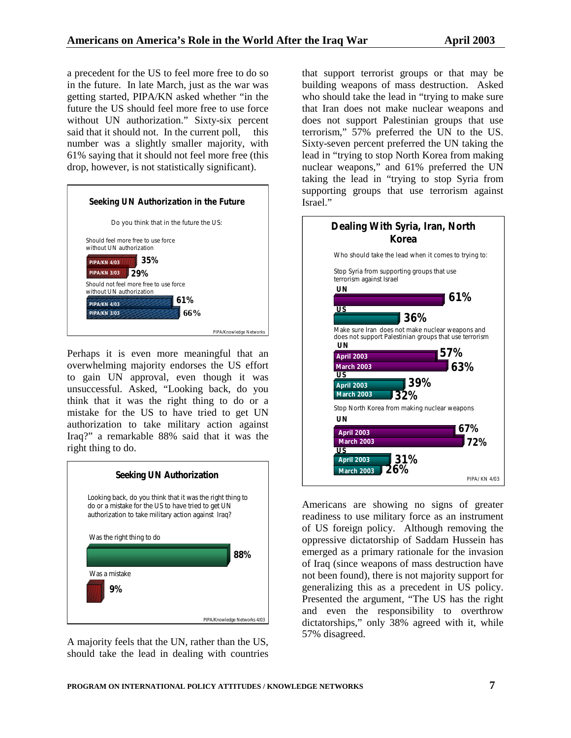a precedent for the US to feel more free to do so in the future. In late March, just as the war was getting started, PIPA/KN asked whether "in the future the US should feel more free to use force without UN authorization." Sixty-six percent said that it should not. In the current poll, this number was a slightly smaller majority, with 61% saying that it should not feel more free (this drop, however, is not statistically significant).

**Seeking UN Authorization in the Future**

Do you think that in the future the US:

| | PIPA/KN 4/03 | PIPA/KN 3/03 |
|---|---|---|
| Should feel more free to use force without UN authorization | 35% | 29% |
| Should not feel more free to use force without UN authorization | 61% | 66% |

PIPA/Knowledge Networks

Perhaps it is even more meaningful that an overwhelming majority endorses the US effort to gain UN approval, even though it was unsuccessful. Asked, "Looking back, do you think that it was the right thing to do or a mistake for the US to have tried to get UN authorization to take military action against Iraq?" a remarkable 88% said that it was the right thing to do.

**Seeking UN Authorization**

Looking back, do you think that it was the right thing to do or a mistake for the US to have tried to get UN authorization to take military action against Iraq?

| | |
|---|---|
| Was the right thing to do | 88% |
| Was a mistake | 9% |

PIPA/Knowledge Networks 4/03

A majority feels that the UN, rather than the US, should take the lead in dealing with countries that support terrorist groups or that may be building weapons of mass destruction. Asked who should take the lead in "trying to make sure that Iran does not make nuclear weapons and does not support Palestinian groups that use terrorism," 57% preferred the UN to the US. Sixty-seven percent preferred the UN taking the lead in "trying to stop North Korea from making nuclear weapons," and 61% preferred the UN taking the lead in "trying to stop Syria from supporting groups that use terrorism against Israel."

**Dealing With Syria, Iran, North Korea**

Who should take the lead when it comes to trying to:

| | UN | US |
|---|---|---|
| Stop Syria from supporting groups that use terrorism against Israel | 61% | 36% |
| Make sure Iran does not make nuclear weapons and does not support Palestinian groups that use terrorism — April 2003 | 57% | 39% |
| Make sure Iran does not make nuclear weapons and does not support Palestinian groups that use terrorism — March 2003 | 63% | 32% |
| Stop North Korea from making nuclear weapons — April 2003 | 67% | 31% |
| Stop North Korea from making nuclear weapons — March 2003 | 72% | 26% |

PIPA/KN 4/03

Americans are showing no signs of greater readiness to use military force as an instrument of US foreign policy. Although removing the oppressive dictatorship of Saddam Hussein has emerged as a primary rationale for the invasion of Iraq (since weapons of mass destruction have not been found), there is not majority support for generalizing this as a precedent in US policy. Presented the argument, "The US has the right and even the responsibility to overthrow dictatorships," only 38% agreed with it, while 57% disagreed.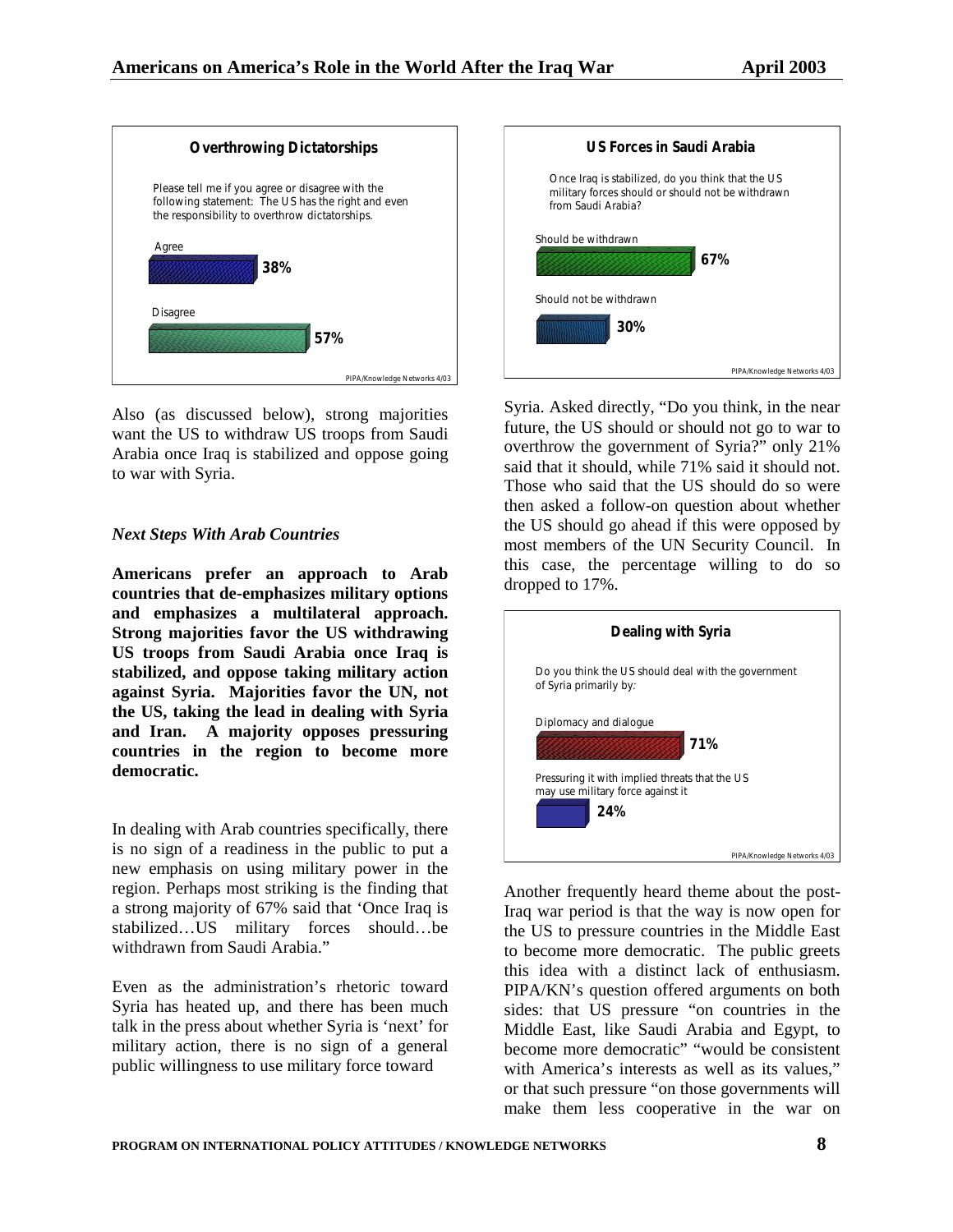**Overthrowing Dictatorships**

Please tell me if you agree or disagree with the following statement: The US has the right and even the responsibility to overthrow dictatorships.

| | |
|---|---|
| Agree | 38% |
| Disagree | 57% |

PIPA/Knowledge Networks 4/03

Also (as discussed below), strong majorities want the US to withdraw US troops from Saudi Arabia once Iraq is stabilized and oppose going to war with Syria.

### *Next Steps With Arab Countries*

**Americans prefer an approach to Arab countries that de-emphasizes military options and emphasizes a multilateral approach. Strong majorities favor the US withdrawing US troops from Saudi Arabia once Iraq is stabilized, and oppose taking military action against Syria. Majorities favor the UN, not the US, taking the lead in dealing with Syria and Iran. A majority opposes pressuring countries in the region to become more democratic.**

In dealing with Arab countries specifically, there is no sign of a readiness in the public to put a new emphasis on using military power in the region. Perhaps most striking is the finding that a strong majority of 67% said that 'Once Iraq is stabilized…US military forces should…be withdrawn from Saudi Arabia."

Even as the administration's rhetoric toward Syria has heated up, and there has been much talk in the press about whether Syria is 'next' for military action, there is no sign of a general public willingness to use military force toward Syria. Asked directly, "Do you think, in the near future, the US should or should not go to war to overthrow the government of Syria?" only 21% said that it should, while 71% said it should not. Those who said that the US should do so were then asked a follow-on question about whether the US should go ahead if this were opposed by most members of the UN Security Council. In this case, the percentage willing to do so dropped to 17%.

**US Forces in Saudi Arabia**

Once Iraq is stabilized, do you think that the US military forces should or should not be withdrawn from Saudi Arabia?

| | |
|---|---|
| Should be withdrawn | 67% |
| Should not be withdrawn | 30% |

PIPA/Knowledge Networks 4/03

**Dealing with Syria**

Do you think the US should deal with the government of Syria primarily by:

| | |
|---|---|
| Diplomacy and dialogue | 71% |
| Pressuring it with implied threats that the US may use military force against it | 24% |

PIPA/Knowledge Networks 4/03

Another frequently heard theme about the post-Iraq war period is that the way is now open for the US to pressure countries in the Middle East to become more democratic. The public greets this idea with a distinct lack of enthusiasm. PIPA/KN's question offered arguments on both sides: that US pressure "on countries in the Middle East, like Saudi Arabia and Egypt, to become more democratic" "would be consistent with America's interests as well as its values," or that such pressure "on those governments will make them less cooperative in the war on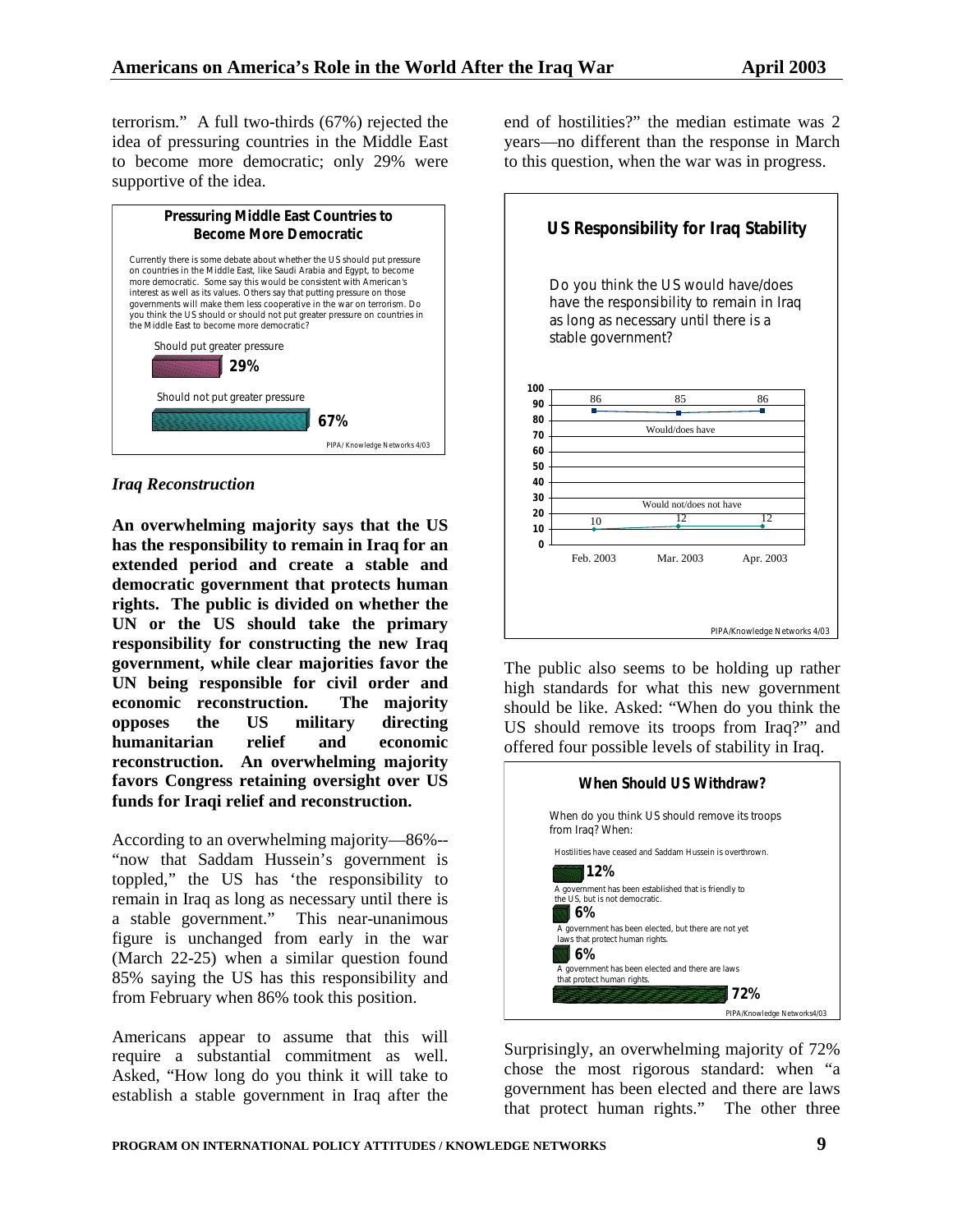terrorism." A full two-thirds (67%) rejected the idea of pressuring countries in the Middle East to become more democratic; only 29% were supportive of the idea.

**Pressuring Middle East Countries to Become More Democratic**

Currently there is some debate about whether the US should put pressure on countries in the Middle East, like Saudi Arabia and Egypt, to become more democratic. Some say this would be consistent with American's interest as well as its values. Others say that putting pressure on those governments will make them less cooperative in the war on terrorism. Do you think the US should or should not put greater pressure on countries in the Middle East to become more democratic?

| Response | % |
|---|---|
| Should put greater pressure | 29% |
| Should not put greater pressure | 67% |

PIPA/Knowledge Networks 4/03

### *Iraq Reconstruction*

**An overwhelming majority says that the US has the responsibility to remain in Iraq for an extended period and create a stable and democratic government that protects human rights. The public is divided on whether the UN or the US should take the primary responsibility for constructing the new Iraq government, while clear majorities favor the UN being responsible for civil order and economic reconstruction. The majority opposes the US military directing humanitarian relief and economic reconstruction. An overwhelming majority favors Congress retaining oversight over US funds for Iraqi relief and reconstruction.**

According to an overwhelming majority—86%--"now that Saddam Hussein's government is toppled," the US has 'the responsibility to remain in Iraq as long as necessary until there is a stable government." This near-unanimous figure is unchanged from early in the war (March 22-25) when a similar question found 85% saying the US has this responsibility and from February when 86% took this position.

Americans appear to assume that this will require a substantial commitment as well. Asked, "How long do you think it will take to establish a stable government in Iraq after the end of hostilities?" the median estimate was 2 years—no different than the response in March to this question, when the war was in progress.

**US Responsibility for Iraq Stability**

Do you think the US would have/does have the responsibility to remain in Iraq as long as necessary until there is a stable government?

| | Feb. 2003 | Mar. 2003 | Apr. 2003 |
|---|---|---|---|
| Would/does have | 86 | 85 | 86 |
| Would not/does not have | 10 | 12 | 12 |

PIPA/Knowledge Networks 4/03

The public also seems to be holding up rather high standards for what this new government should be like. Asked: "When do you think the US should remove its troops from Iraq?" and offered four possible levels of stability in Iraq.

**When Should US Withdraw?**

When do you think US should remove its troops from Iraq? When:

| Response | % |
|---|---|
| Hostilities have ceased and Saddam Hussein is overthrown. | 12% |
| A government has been established that is friendly to the US, but is not democratic. | 6% |
| A government has been elected, but there are not yet laws that protect human rights. | 6% |
| A government has been elected and there are laws that protect human rights. | 72% |

PIPA/Knowledge Networks4/03

Surprisingly, an overwhelming majority of 72% chose the most rigorous standard: when "a government has been elected and there are laws that protect human rights." The other three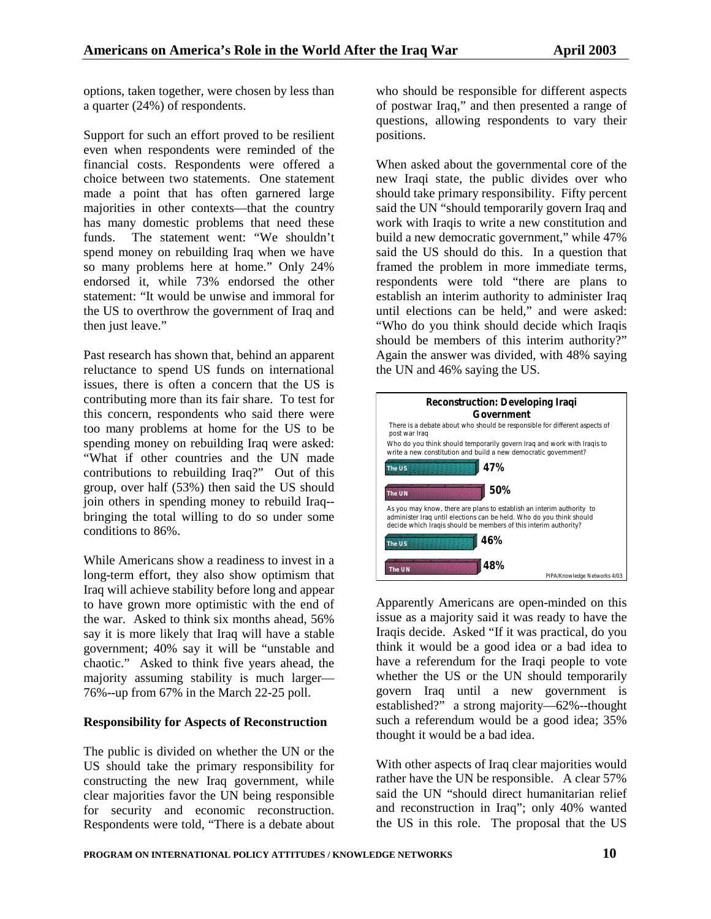options, taken together, were chosen by less than a quarter (24%) of respondents.

Support for such an effort proved to be resilient even when respondents were reminded of the financial costs. Respondents were offered a choice between two statements. One statement made a point that has often garnered large majorities in other contexts—that the country has many domestic problems that need these funds. The statement went: "We shouldn't spend money on rebuilding Iraq when we have so many problems here at home." Only 24% endorsed it, while 73% endorsed the other statement: "It would be unwise and immoral for the US to overthrow the government of Iraq and then just leave."

Past research has shown that, behind an apparent reluctance to spend US funds on international issues, there is often a concern that the US is contributing more than its fair share. To test for this concern, respondents who said there were too many problems at home for the US to be spending money on rebuilding Iraq were asked: "What if other countries and the UN made contributions to rebuilding Iraq?" Out of this group, over half (53%) then said the US should join others in spending money to rebuild Iraq--bringing the total willing to do so under some conditions to 86%.

While Americans show a readiness to invest in a long-term effort, they also show optimism that Iraq will achieve stability before long and appear to have grown more optimistic with the end of the war. Asked to think six months ahead, 56% say it is more likely that Iraq will have a stable government; 40% say it will be "unstable and chaotic." Asked to think five years ahead, the majority assuming stability is much larger—76%--up from 67% in the March 22-25 poll.

### Responsibility for Aspects of Reconstruction

The public is divided on whether the UN or the US should take the primary responsibility for constructing the new Iraq government, while clear majorities favor the UN being responsible for security and economic reconstruction. Respondents were told, "There is a debate about who should be responsible for different aspects of postwar Iraq," and then presented a range of questions, allowing respondents to vary their positions.

When asked about the governmental core of the new Iraqi state, the public divides over who should take primary responsibility. Fifty percent said the UN "should temporarily govern Iraq and work with Iraqis to write a new constitution and build a new democratic government," while 47% said the US should do this. In a question that framed the problem in more immediate terms, respondents were told "there are plans to establish an interim authority to administer Iraq until elections can be held," and were asked: "Who do you think should decide which Iraqis should be members of this interim authority?" Again the answer was divided, with 48% saying the UN and 46% saying the US.

**Reconstruction: Developing Iraqi Government**

There is a debate about who should be responsible for different aspects of post war Iraq

Who do you think should temporarily govern Iraq and work with Iraqis to write a new constitution and build a new democratic government?

| | |
|---|---|
| The US | 47% |
| The UN | 50% |

As you may know, there are plans to establish an interim authority to administer Iraq until elections can be held. Who do you think should decide which Iraqis should be members of this interim authority?

| | |
|---|---|
| The US | 46% |
| The UN | 48% |

PIPA/Knowledge Networks 4/03

Apparently Americans are open-minded on this issue as a majority said it was ready to have the Iraqis decide. Asked "If it was practical, do you think it would be a good idea or a bad idea to have a referendum for the Iraqi people to vote whether the US or the UN should temporarily govern Iraq until a new government is established?" a strong majority—62%--thought such a referendum would be a good idea; 35% thought it would be a bad idea.

With other aspects of Iraq clear majorities would rather have the UN be responsible. A clear 57% said the UN "should direct humanitarian relief and reconstruction in Iraq"; only 40% wanted the US in this role. The proposal that the US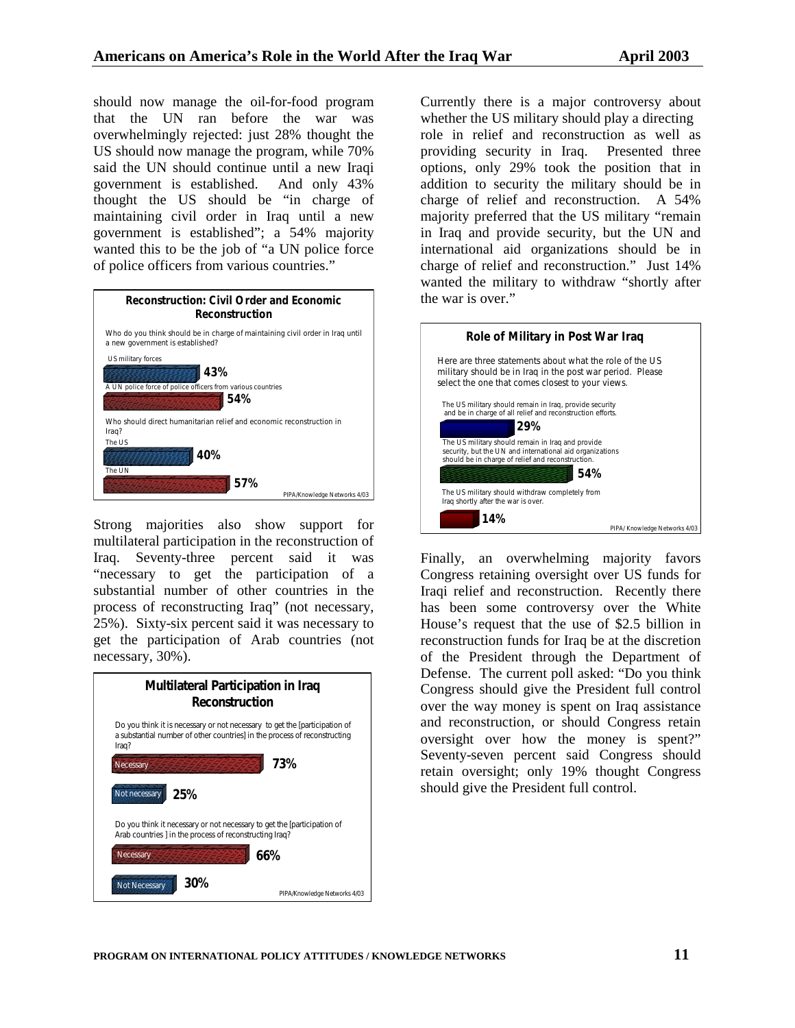should now manage the oil-for-food program that the UN ran before the war was overwhelmingly rejected: just 28% thought the US should now manage the program, while 70% said the UN should continue until a new Iraqi government is established. And only 43% thought the US should be "in charge of maintaining civil order in Iraq until a new government is established"; a 54% majority wanted this to be the job of "a UN police force of police officers from various countries."

**Reconstruction: Civil Order and Economic Reconstruction**

Who do you think should be in charge of maintaining civil order in Iraq until a new government is established?

| Response | % |
|---|---|
| US military forces | 43% |
| A UN police force of police officers from various countries | 54% |

Who should direct humanitarian relief and economic reconstruction in Iraq?

| Response | % |
|---|---|
| The US | 40% |
| The UN | 57% |

PIPA/Knowledge Networks 4/03

Strong majorities also show support for multilateral participation in the reconstruction of Iraq. Seventy-three percent said it was "necessary to get the participation of a substantial number of other countries in the process of reconstructing Iraq" (not necessary, 25%). Sixty-six percent said it was necessary to get the participation of Arab countries (not necessary, 30%).

**Multilateral Participation in Iraq Reconstruction**

Do you think it is necessary or not necessary to get the [participation of a substantial number of other countries] in the process of reconstructing Iraq?

| Response | % |
|---|---|
| Necessary | 73% |
| Not necessary | 25% |

Do you think it necessary or not necessary to get the [participation of Arab countries ] in the process of reconstructing Iraq?

| Response | % |
|---|---|
| Necessary | 66% |
| Not Necessary | 30% |

PIPA/Knowledge Networks 4/03

Currently there is a major controversy about whether the US military should play a directing role in relief and reconstruction as well as providing security in Iraq. Presented three options, only 29% took the position that in addition to security the military should be in charge of relief and reconstruction. A 54% majority preferred that the US military "remain in Iraq and provide security, but the UN and international aid organizations should be in charge of relief and reconstruction." Just 14% wanted the military to withdraw "shortly after the war is over."

**Role of Military in Post War Iraq**

Here are three statements about what the role of the US military should be in Iraq in the post war period. Please select the one that comes closest to your views.

| Statement | % |
|---|---|
| The US military should remain in Iraq, provide security and be in charge of all relief and reconstruction efforts. | 29% |
| The US military should remain in Iraq and provide security, but the UN and international aid organizations should be in charge of relief and reconstruction. | 54% |
| The US military should withdraw completely from Iraq shortly after the war is over. | 14% |

PIPA/ Knowledge Networks 4/03

Finally, an overwhelming majority favors Congress retaining oversight over US funds for Iraqi relief and reconstruction. Recently there has been some controversy over the White House's request that the use of $2.5 billion in reconstruction funds for Iraq be at the discretion of the President through the Department of Defense. The current poll asked: "Do you think Congress should give the President full control over the way money is spent on Iraq assistance and reconstruction, or should Congress retain oversight over how the money is spent?" Seventy-seven percent said Congress should retain oversight; only 19% thought Congress should give the President full control.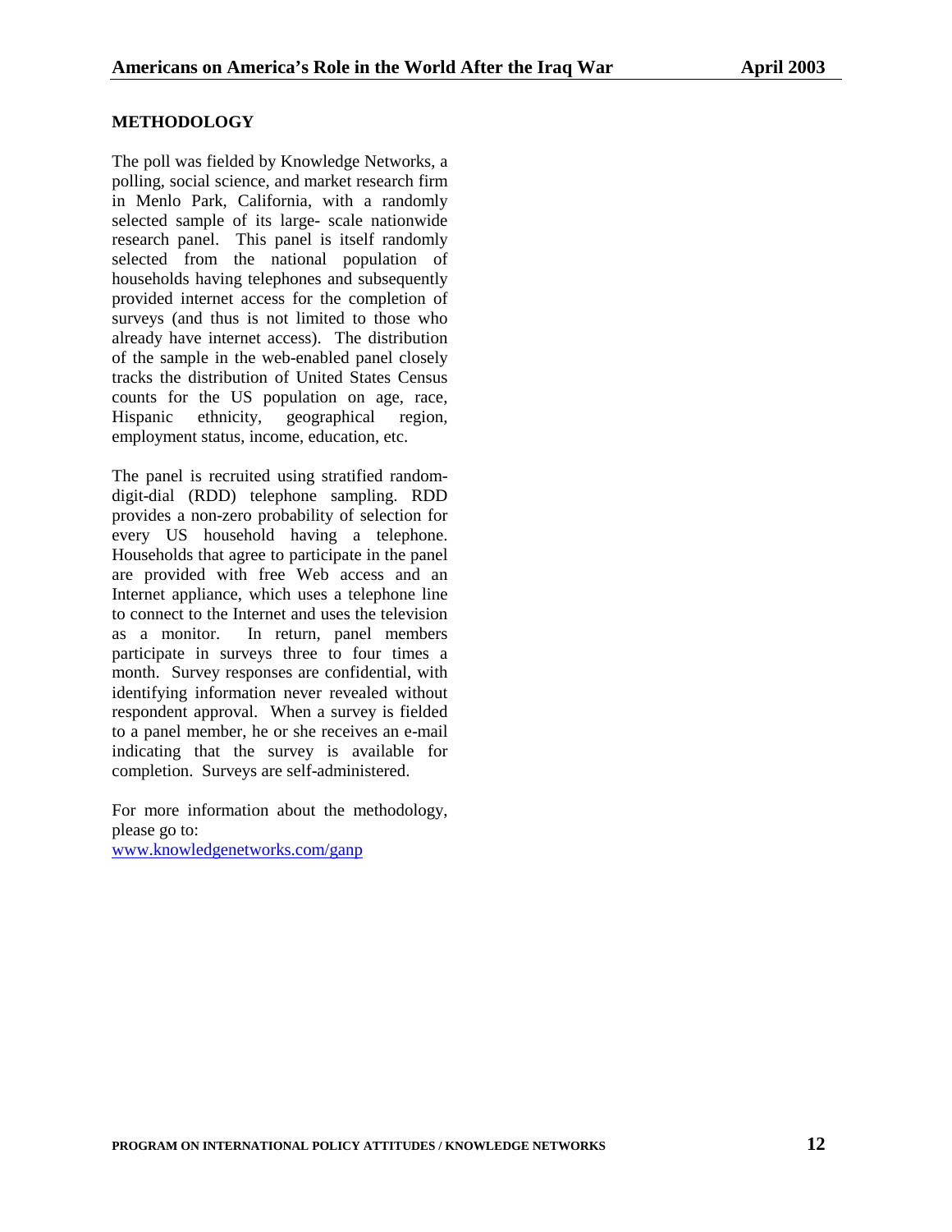## METHODOLOGY

The poll was fielded by Knowledge Networks, a polling, social science, and market research firm in Menlo Park, California, with a randomly selected sample of its large- scale nationwide research panel. This panel is itself randomly selected from the national population of households having telephones and subsequently provided internet access for the completion of surveys (and thus is not limited to those who already have internet access). The distribution of the sample in the web-enabled panel closely tracks the distribution of United States Census counts for the US population on age, race, Hispanic ethnicity, geographical region, employment status, income, education, etc.

The panel is recruited using stratified random-digit-dial (RDD) telephone sampling. RDD provides a non-zero probability of selection for every US household having a telephone. Households that agree to participate in the panel are provided with free Web access and an Internet appliance, which uses a telephone line to connect to the Internet and uses the television as a monitor. In return, panel members participate in surveys three to four times a month. Survey responses are confidential, with identifying information never revealed without respondent approval. When a survey is fielded to a panel member, he or she receives an e-mail indicating that the survey is available for completion. Surveys are self-administered.

For more information about the methodology, please go to:
www.knowledgenetworks.com/ganp